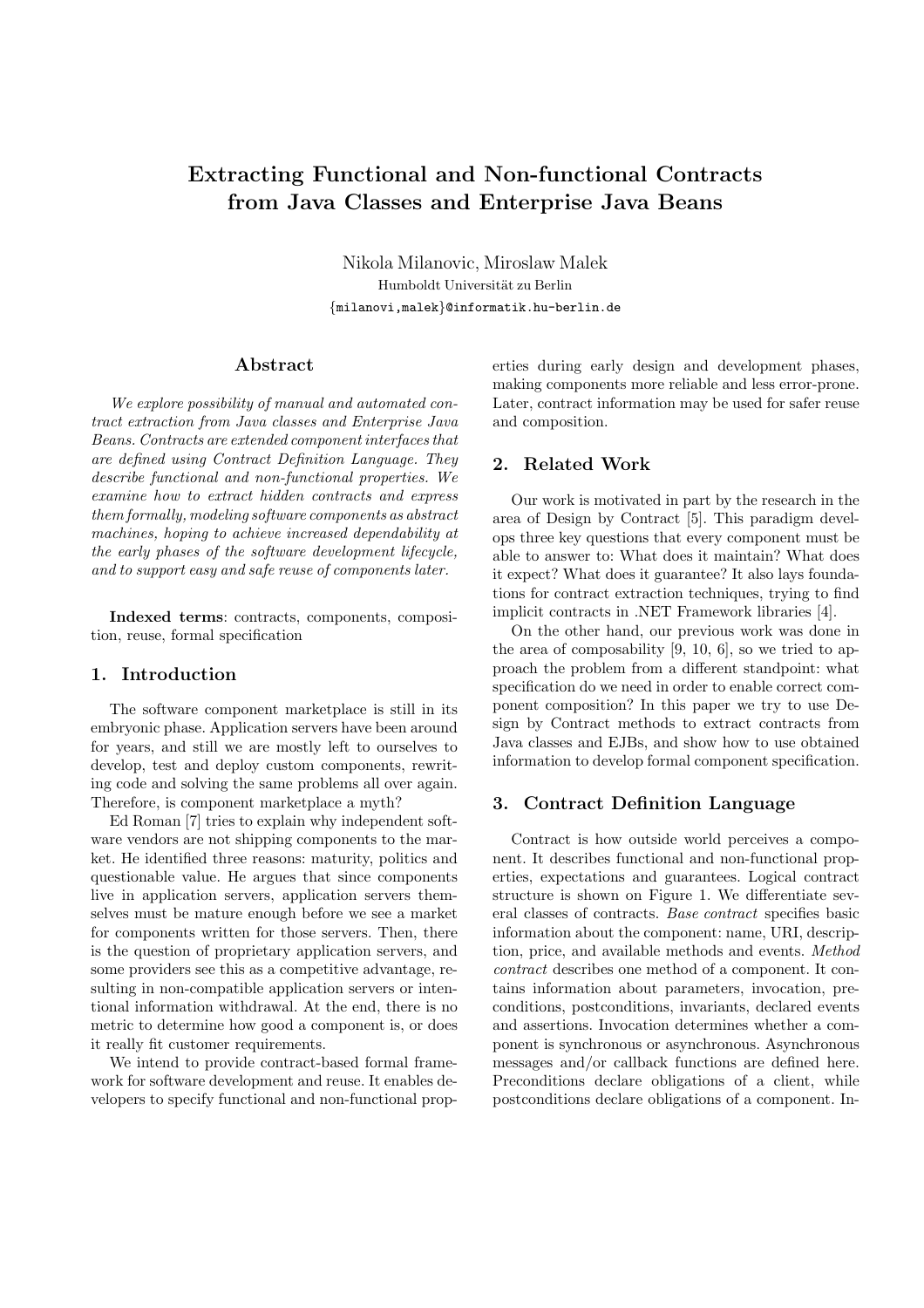# Extracting Functional and Non-functional Contracts from Java Classes and Enterprise Java Beans

Nikola Milanovic, Miroslaw Malek
Humboldt Universität zu Berlin
{milanovi,malek}@informatik.hu-berlin.de

## Abstract

*We explore possibility of manual and automated contract extraction from Java classes and Enterprise Java Beans. Contracts are extended component interfaces that are defined using Contract Definition Language. They describe functional and non-functional properties. We examine how to extract hidden contracts and express them formally, modeling software components as abstract machines, hoping to achieve increased dependability at the early phases of the software development lifecycle, and to support easy and safe reuse of components later.*

**Indexed terms**: contracts, components, composition, reuse, formal specification

## 1. Introduction

The software component marketplace is still in its embryonic phase. Application servers have been around for years, and still we are mostly left to ourselves to develop, test and deploy custom components, rewriting code and solving the same problems all over again. Therefore, is component marketplace a myth?

Ed Roman [7] tries to explain why independent software vendors are not shipping components to the market. He identified three reasons: maturity, politics and questionable value. He argues that since components live in application servers, application servers themselves must be mature enough before we see a market for components written for those servers. Then, there is the question of proprietary application servers, and some providers see this as a competitive advantage, resulting in non-compatible application servers or intentional information withdrawal. At the end, there is no metric to determine how good a component is, or does it really fit customer requirements.

We intend to provide contract-based formal framework for software development and reuse. It enables developers to specify functional and non-functional properties during early design and development phases, making components more reliable and less error-prone. Later, contract information may be used for safer reuse and composition.

## 2. Related Work

Our work is motivated in part by the research in the area of Design by Contract [5]. This paradigm develops three key questions that every component must be able to answer to: What does it maintain? What does it expect? What does it guarantee? It also lays foundations for contract extraction techniques, trying to find implicit contracts in .NET Framework libraries [4].

On the other hand, our previous work was done in the area of composability [9, 10, 6], so we tried to approach the problem from a different standpoint: what specification do we need in order to enable correct component composition? In this paper we try to use Design by Contract methods to extract contracts from Java classes and EJBs, and show how to use obtained information to develop formal component specification.

## 3. Contract Definition Language

Contract is how outside world perceives a component. It describes functional and non-functional properties, expectations and guarantees. Logical contract structure is shown on Figure 1. We differentiate several classes of contracts. *Base contract* specifies basic information about the component: name, URI, description, price, and available methods and events. *Method contract* describes one method of a component. It contains information about parameters, invocation, preconditions, postconditions, invariants, declared events and assertions. Invocation determines whether a component is synchronous or asynchronous. Asynchronous messages and/or callback functions are defined here. Preconditions declare obligations of a client, while postconditions declare obligations of a component. In-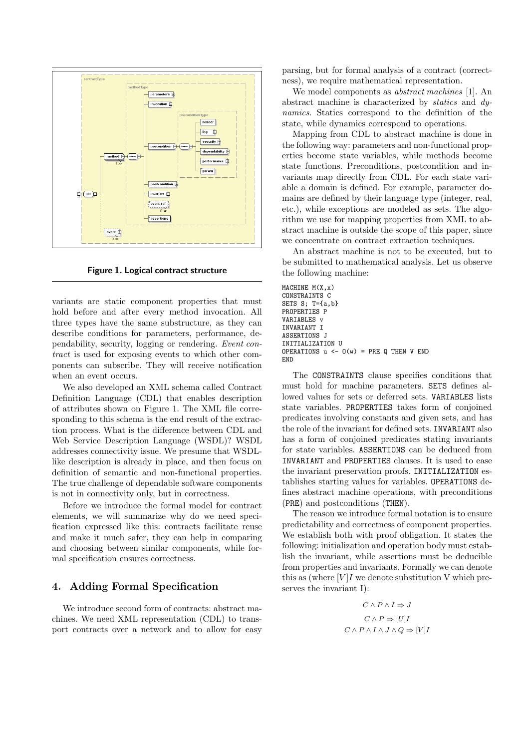Figure 1. Logical contract structure

variants are static component properties that must hold before and after every method invocation. All three types have the same substructure, as they can describe conditions for parameters, performance, dependability, security, logging or rendering. *Event contract* is used for exposing events to which other components can subscribe. They will receive notification when an event occurs.

We also developed an XML schema called Contract Definition Language (CDL) that enables description of attributes shown on Figure 1. The XML file corresponding to this schema is the end result of the extraction process. What is the difference between CDL and Web Service Description Language (WSDL)? WSDL addresses connectivity issue. We presume that WSDL-like description is already in place, and then focus on definition of semantic and non-functional properties. The true challenge of dependable software components is not in connectivity only, but in correctness.

Before we introduce the formal model for contract elements, we will summarize why do we need specification expressed like this: contracts facilitate reuse and make it much safer, they can help in comparing and choosing between similar components, while formal specification ensures correctness.

## 4. Adding Formal Specification

We introduce second form of contracts: abstract machines. We need XML representation (CDL) to transport contracts over a network and to allow for easy parsing, but for formal analysis of a contract (correctness), we require mathematical representation.

We model components as *abstract machines* [1]. An abstract machine is characterized by *statics* and *dynamics*. Statics correspond to the definition of the state, while dynamics correspond to operations.

Mapping from CDL to abstract machine is done in the following way: parameters and non-functional properties become state variables, while methods become state functions. Preconditions, postcondition and invariants map directly from CDL. For each state variable a domain is defined. For example, parameter domains are defined by their language type (integer, real, etc.), while exceptions are modeled as sets. The algorithm we use for mapping properties from XML to abstract machine is outside the scope of this paper, since we concentrate on contract extraction techniques.

An abstract machine is not to be executed, but to be submitted to mathematical analysis. Let us observe the following machine:

```
MACHINE M(X,x)
CONSTRAINTS C
SETS S; T={a,b}
PROPERTIES P
VARIABLES v
INVARIANT I
ASSERTIONS J
INITIALIZATION U
OPERATIONS u <- O(w) = PRE Q THEN V END
END
```

The `CONSTRAINTS` clause specifies conditions that must hold for machine parameters. `SETS` defines allowed values for sets or deferred sets. `VARIABLES` lists state variables. `PROPERTIES` takes form of conjoined predicates involving constants and given sets, and has the role of the invariant for defined sets. `INVARIANT` also has a form of conjoined predicates stating invariants for state variables. `ASSERTIONS` can be deduced from `INVARIANT` and `PROPERTIES` clauses. It is used to ease the invariant preservation proofs. `INITIALIZATION` establishes starting values for variables. `OPERATIONS` defines abstract machine operations, with preconditions (`PRE`) and postconditions (`THEN`).

The reason we introduce formal notation is to ensure predictability and correctness of component properties. We establish both with proof obligation. It states the following: initialization and operation body must establish the invariant, while assertions must be deducible from properties and invariants. Formally we can denote this as (where $[V]I$ we denote substitution V which preserves the invariant I):

$$C \wedge P \wedge I \Rightarrow J$$

$$C \wedge P \Rightarrow [U]I$$

$$C \wedge P \wedge I \wedge J \wedge Q \Rightarrow [V]I$$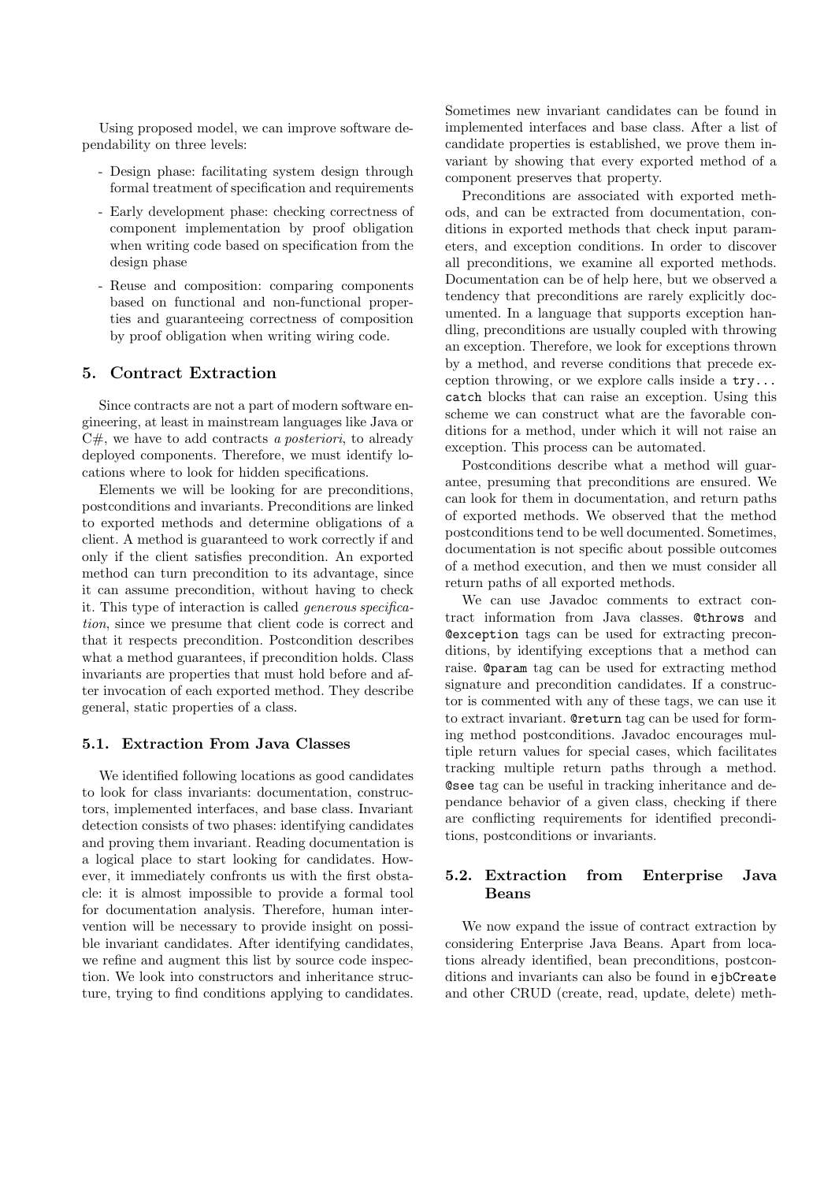Using proposed model, we can improve software dependability on three levels:

- Design phase: facilitating system design through formal treatment of specification and requirements
- Early development phase: checking correctness of component implementation by proof obligation when writing code based on specification from the design phase
- Reuse and composition: comparing components based on functional and non-functional properties and guaranteeing correctness of composition by proof obligation when writing wiring code.

## 5. Contract Extraction

Since contracts are not a part of modern software engineering, at least in mainstream languages like Java or C#, we have to add contracts *a posteriori*, to already deployed components. Therefore, we must identify locations where to look for hidden specifications.

Elements we will be looking for are preconditions, postconditions and invariants. Preconditions are linked to exported methods and determine obligations of a client. A method is guaranteed to work correctly if and only if the client satisfies precondition. An exported method can turn precondition to its advantage, since it can assume precondition, without having to check it. This type of interaction is called *generous specification*, since we presume that client code is correct and that it respects precondition. Postcondition describes what a method guarantees, if precondition holds. Class invariants are properties that must hold before and after invocation of each exported method. They describe general, static properties of a class.

### 5.1. Extraction From Java Classes

We identified following locations as good candidates to look for class invariants: documentation, constructors, implemented interfaces, and base class. Invariant detection consists of two phases: identifying candidates and proving them invariant. Reading documentation is a logical place to start looking for candidates. However, it immediately confronts us with the first obstacle: it is almost impossible to provide a formal tool for documentation analysis. Therefore, human intervention will be necessary to provide insight on possible invariant candidates. After identifying candidates, we refine and augment this list by source code inspection. We look into constructors and inheritance structure, trying to find conditions applying to candidates. Sometimes new invariant candidates can be found in implemented interfaces and base class. After a list of candidate properties is established, we prove them invariant by showing that every exported method of a component preserves that property.

Preconditions are associated with exported methods, and can be extracted from documentation, conditions in exported methods that check input parameters, and exception conditions. In order to discover all preconditions, we examine all exported methods. Documentation can be of help here, but we observed a tendency that preconditions are rarely explicitly documented. In a language that supports exception handling, preconditions are usually coupled with throwing an exception. Therefore, we look for exceptions thrown by a method, and reverse conditions that precede exception throwing, or we explore calls inside a `try... catch` blocks that can raise an exception. Using this scheme we can construct what are the favorable conditions for a method, under which it will not raise an exception. This process can be automated.

Postconditions describe what a method will guarantee, presuming that preconditions are ensured. We can look for them in documentation, and return paths of exported methods. We observed that the method postconditions tend to be well documented. Sometimes, documentation is not specific about possible outcomes of a method execution, and then we must consider all return paths of all exported methods.

We can use Javadoc comments to extract contract information from Java classes. `@throws` and `@exception` tags can be used for extracting preconditions, by identifying exceptions that a method can raise. `@param` tag can be used for extracting method signature and precondition candidates. If a constructor is commented with any of these tags, we can use it to extract invariant. `@return` tag can be used for forming method postconditions. Javadoc encourages multiple return values for special cases, which facilitates tracking multiple return paths through a method. `@see` tag can be useful in tracking inheritance and dependance behavior of a given class, checking if there are conflicting requirements for identified preconditions, postconditions or invariants.

### 5.2. Extraction from Enterprise Java Beans

We now expand the issue of contract extraction by considering Enterprise Java Beans. Apart from locations already identified, bean preconditions, postconditions and invariants can also be found in `ejbCreate` and other CRUD (create, read, update, delete) meth-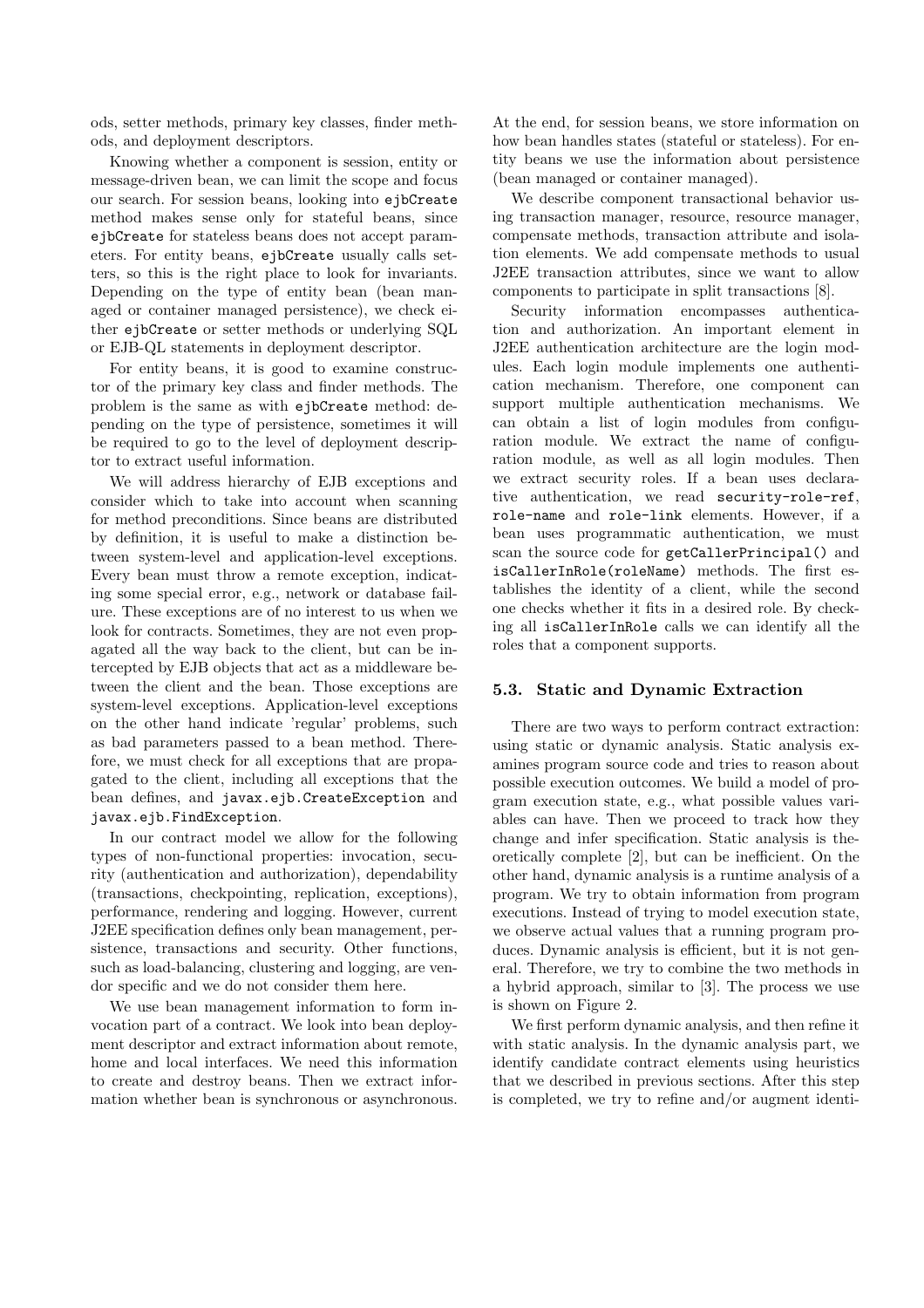ods, setter methods, primary key classes, finder methods, and deployment descriptors.

Knowing whether a component is session, entity or message-driven bean, we can limit the scope and focus our search. For session beans, looking into `ejbCreate` method makes sense only for stateful beans, since `ejbCreate` for stateless beans does not accept parameters. For entity beans, `ejbCreate` usually calls setters, so this is the right place to look for invariants. Depending on the type of entity bean (bean managed or container managed persistence), we check either `ejbCreate` or setter methods or underlying SQL or EJB-QL statements in deployment descriptor.

For entity beans, it is good to examine constructor of the primary key class and finder methods. The problem is the same as with `ejbCreate` method: depending on the type of persistence, sometimes it will be required to go to the level of deployment descriptor to extract useful information.

We will address hierarchy of EJB exceptions and consider which to take into account when scanning for method preconditions. Since beans are distributed by definition, it is useful to make a distinction between system-level and application-level exceptions. Every bean must throw a remote exception, indicating some special error, e.g., network or database failure. These exceptions are of no interest to us when we look for contracts. Sometimes, they are not even propagated all the way back to the client, but can be intercepted by EJB objects that act as a middleware between the client and the bean. Those exceptions are system-level exceptions. Application-level exceptions on the other hand indicate 'regular' problems, such as bad parameters passed to a bean method. Therefore, we must check for all exceptions that are propagated to the client, including all exceptions that the bean defines, and `javax.ejb.CreateException` and `javax.ejb.FindException`.

In our contract model we allow for the following types of non-functional properties: invocation, security (authentication and authorization), dependability (transactions, checkpointing, replication, exceptions), performance, rendering and logging. However, current J2EE specification defines only bean management, persistence, transactions and security. Other functions, such as load-balancing, clustering and logging, are vendor specific and we do not consider them here.

We use bean management information to form invocation part of a contract. We look into bean deployment descriptor and extract information about remote, home and local interfaces. We need this information to create and destroy beans. Then we extract information whether bean is synchronous or asynchronous. At the end, for session beans, we store information on how bean handles states (stateful or stateless). For entity beans we use the information about persistence (bean managed or container managed).

We describe component transactional behavior using transaction manager, resource, resource manager, compensate methods, transaction attribute and isolation elements. We add compensate methods to usual J2EE transaction attributes, since we want to allow components to participate in split transactions [8].

Security information encompasses authentication and authorization. An important element in J2EE authentication architecture are the login modules. Each login module implements one authentication mechanism. Therefore, one component can support multiple authentication mechanisms. We can obtain a list of login modules from configuration module. We extract the name of configuration module, as well as all login modules. Then we extract security roles. If a bean uses declarative authentication, we read `security-role-ref`, `role-name` and `role-link` elements. However, if a bean uses programmatic authentication, we must scan the source code for `getCallerPrincipal()` and `isCallerInRole(roleName)` methods. The first establishes the identity of a client, while the second one checks whether it fits in a desired role. By checking all `isCallerInRole` calls we can identify all the roles that a component supports.

### 5.3. Static and Dynamic Extraction

There are two ways to perform contract extraction: using static or dynamic analysis. Static analysis examines program source code and tries to reason about possible execution outcomes. We build a model of program execution state, e.g., what possible values variables can have. Then we proceed to track how they change and infer specification. Static analysis is theoretically complete [2], but can be inefficient. On the other hand, dynamic analysis is a runtime analysis of a program. We try to obtain information from program executions. Instead of trying to model execution state, we observe actual values that a running program produces. Dynamic analysis is efficient, but it is not general. Therefore, we try to combine the two methods in a hybrid approach, similar to [3]. The process we use is shown on Figure 2.

We first perform dynamic analysis, and then refine it with static analysis. In the dynamic analysis part, we identify candidate contract elements using heuristics that we described in previous sections. After this step is completed, we try to refine and/or augment identi-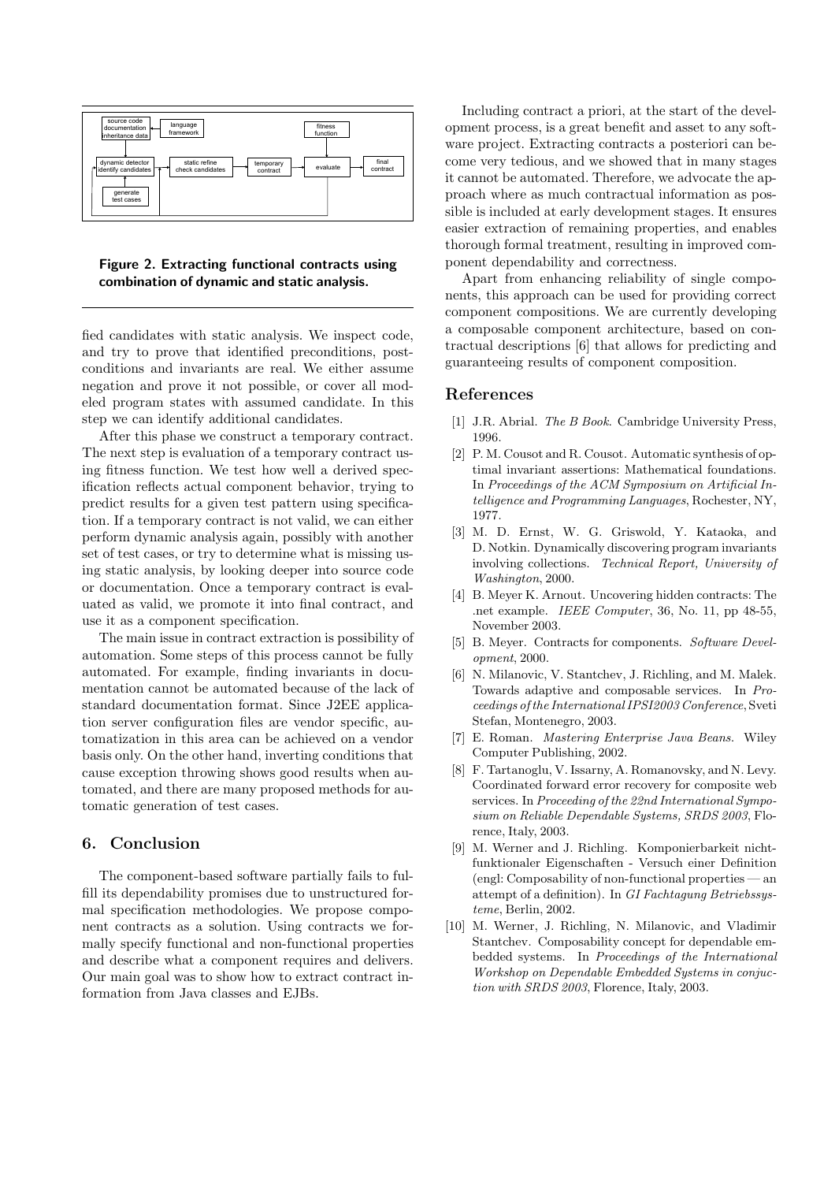source code
documentation
inheritance data

language
framework

fitness
function

dynamic detector
identify candidates

static refine
check candidates

temporary
contract

evaluate

final
contract

generate
test cases

**Figure 2. Extracting functional contracts using combination of dynamic and static analysis.**

fied candidates with static analysis. We inspect code, and try to prove that identified preconditions, postconditions and invariants are real. We either assume negation and prove it not possible, or cover all modeled program states with assumed candidate. In this step we can identify additional candidates.

After this phase we construct a temporary contract. The next step is evaluation of a temporary contract using fitness function. We test how well a derived specification reflects actual component behavior, trying to predict results for a given test pattern using specification. If a temporary contract is not valid, we can either perform dynamic analysis again, possibly with another set of test cases, or try to determine what is missing using static analysis, by looking deeper into source code or documentation. Once a temporary contract is evaluated as valid, we promote it into final contract, and use it as a component specification.

The main issue in contract extraction is possibility of automation. Some steps of this process cannot be fully automated. For example, finding invariants in documentation cannot be automated because of the lack of standard documentation format. Since J2EE application server configuration files are vendor specific, automatization in this area can be achieved on a vendor basis only. On the other hand, inverting conditions that cause exception throwing shows good results when automated, and there are many proposed methods for automatic generation of test cases.

## 6. Conclusion

The component-based software partially fails to fulfill its dependability promises due to unstructured formal specification methodologies. We propose component contracts as a solution. Using contracts we formally specify functional and non-functional properties and describe what a component requires and delivers. Our main goal was to show how to extract contract information from Java classes and EJBs.

Including contract a priori, at the start of the development process, is a great benefit and asset to any software project. Extracting contracts a posteriori can become very tedious, and we showed that in many stages it cannot be automated. Therefore, we advocate the approach where as much contractual information as possible is included at early development stages. It ensures easier extraction of remaining properties, and enables thorough formal treatment, resulting in improved component dependability and correctness.

Apart from enhancing reliability of single components, this approach can be used for providing correct component compositions. We are currently developing a composable component architecture, based on contractual descriptions [6] that allows for predicting and guaranteeing results of component composition.

## References

[1] J.R. Abrial. *The B Book*. Cambridge University Press, 1996.

[2] P. M. Cousot and R. Cousot. Automatic synthesis of optimal invariant assertions: Mathematical foundations. In *Proceedings of the ACM Symposium on Artificial Intelligence and Programming Languages*, Rochester, NY, 1977.

[3] M. D. Ernst, W. G. Griswold, Y. Kataoka, and D. Notkin. Dynamically discovering program invariants involving collections. *Technical Report, University of Washington*, 2000.

[4] B. Meyer K. Arnout. Uncovering hidden contracts: The .net example. *IEEE Computer*, 36, No. 11, pp 48-55, November 2003.

[5] B. Meyer. Contracts for components. *Software Development*, 2000.

[6] N. Milanovic, V. Stantchev, J. Richling, and M. Malek. Towards adaptive and composable services. In *Proceedings of the International IPSI2003 Conference*, Sveti Stefan, Montenegro, 2003.

[7] E. Roman. *Mastering Enterprise Java Beans*. Wiley Computer Publishing, 2002.

[8] F. Tartanoglu, V. Issarny, A. Romanovsky, and N. Levy. Coordinated forward error recovery for composite web services. In *Proceeding of the 22nd International Symposium on Reliable Dependable Systems, SRDS 2003*, Florence, Italy, 2003.

[9] M. Werner and J. Richling. Komponierbarkeit nichtfunktionaler Eigenschaften - Versuch einer Definition (engl: Composability of non-functional properties — an attempt of a definition). In *GI Fachtagung Betriebssysteme*, Berlin, 2002.

[10] M. Werner, J. Richling, N. Milanovic, and Vladimir Stantchev. Composability concept for dependable embedded systems. In *Proceedings of the International Workshop on Dependable Embedded Systems in conjuction with SRDS 2003*, Florence, Italy, 2003.